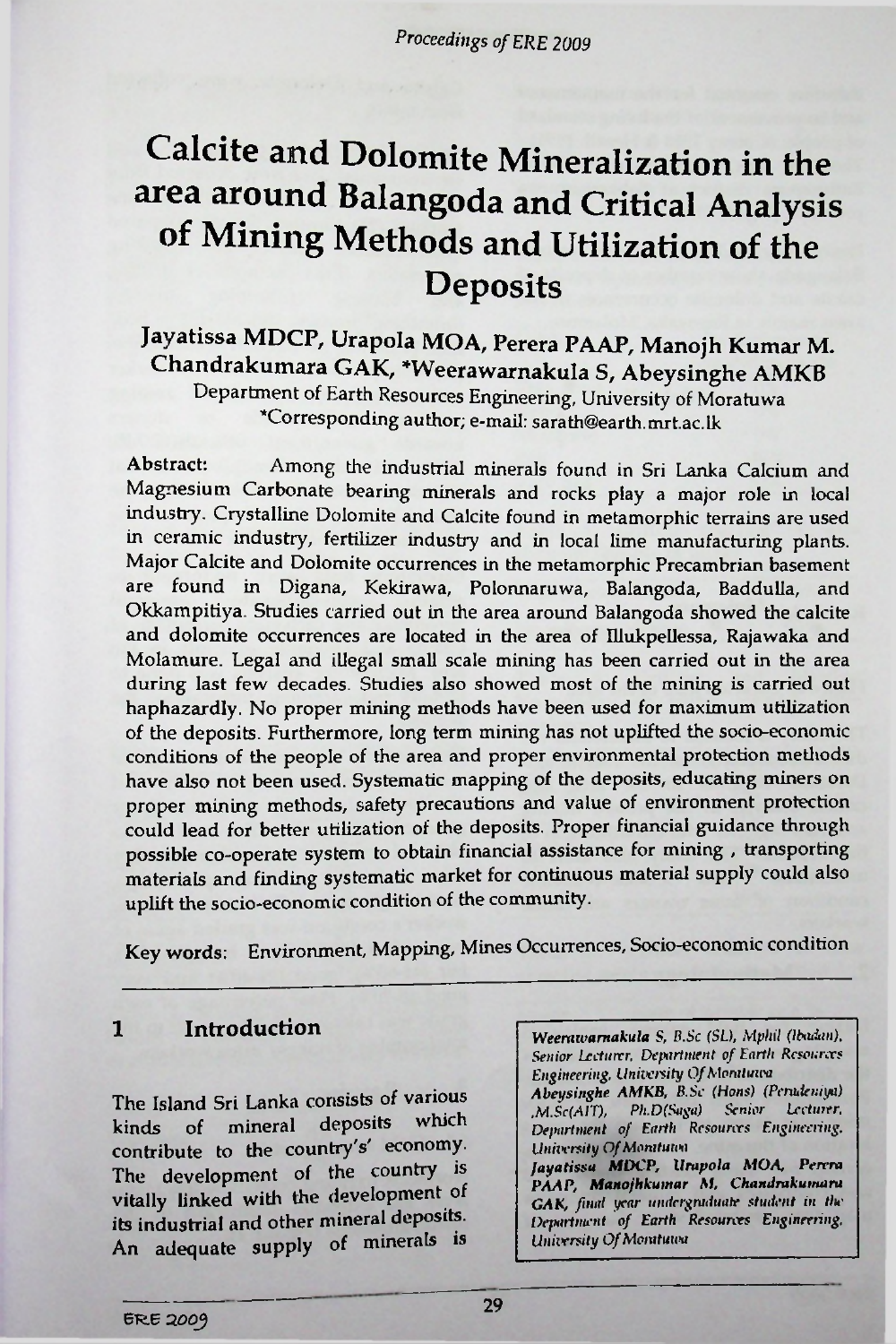# Calcite and Dolomite Mineralization in the area around Balangoda and Critical Analysis of Mining Methods and Utilization of the Deposits

**Jayatissa MDCP, Urapola MOA, Perera PAAP, Manojh Kumar M. Chandrakumara GAK, \*Weerawarnakula S, Abeysinghe AMKB**

Department of Earth Resources Engineering, University of Moratuwa

\*Corresponding author; e-mail: sarath@earth.mrt.ac.lk

**Abstract:** Among the industrial minerals found in Sri Lanka Calcium and Magnesium Carbonate bearing minerals and rocks play a major role in local industry. Crystalline Dolomite and Calcite found in metamorphic terrains are used in ceramic industry, fertilizer industry and in local lime manufacturing plants. Major Calcite and Dolomite occurrences in the metamorphic Precambrian basement are found in Digana, Kekirawa, Polonnaruwa, Balangoda, Baddulla, and Okkampitiya. Studies carried out in the area around Balangoda showed the calcite and dolomite occurrences are located in the area of Illukpellessa, Rajawaka and Molamure. Legal and illegal small scale mining has been carried out in the area during last few decades. Studies also showed most of the mining is carried out haphazardly. No proper mining methods have been used for maximum utilization of the deposits. Furthermore, long term mining has not uplifted the socio-economic conditions of the people of the area and proper environmental protection methods have also not been used. Systematic mapping of the deposits, educating miners on proper mining methods, safety precautions and value of environment protection could lead for better utilization of the deposits. Proper financial guidance through possible co-operate system to obtain financial assistance for mining , transporting materials and finding systematic market for continuous material supply could also uplift the socio-economic condition of the community.

**Key words:** Environment, Mapping, Mines Occurrences, Socio-economic condition

## 1 Introduction

The Island Sri Lanka consists of various kinds of mineral deposits which contribute to the country's' economy. The development of the country is vitally linked with the development of its industrial and other mineral deposits. An adequate supply of minerals is

*Weerawarnakula S, B.Sc (SL), Mphil (Ibadan), Senior Lecturer, Department of Earth Resources Engineering, University Of Moratuwa*
*Abeysinghe AMKB, B.Sc (Hons) (Peradeniya) ,M.Sc(AIT), Ph.D(Saga) Senior Lecturer, Department of Earth Resources Engineering, University Of Moratuwa*
*Jayatissa MDCP, Urapola MOA, Perera PAAP, Manojhkumar M, Chandrakumara GAK, final year undergraduate student in the Department of Earth Resources Engineering, University Of Moratuwa*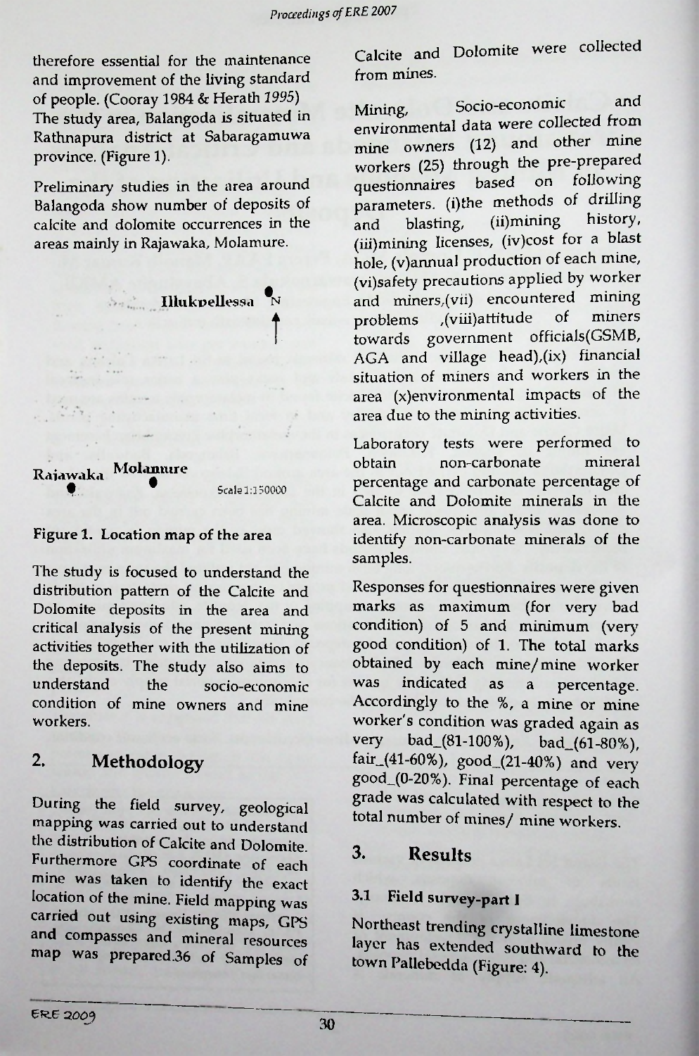therefore essential for the maintenance and improvement of the living standard of people. (Cooray 1984 & Herath 1995) The study area, Balangoda is situated in Rathnapura district at Sabaragamuwa province. (Figure 1).

Preliminary studies in the area around Balangoda show number of deposits of calcite and dolomite occurrences in the areas mainly in Rajawaka, Molamure.

Illukpellessa

N

Rajawaka Molamure

Scale 1:150000

**Figure 1. Location map of the area**

The study is focused to understand the distribution pattern of the Calcite and Dolomite deposits in the area and critical analysis of the present mining activities together with the utilization of the deposits. The study also aims to understand the socio-economic condition of mine owners and mine workers.

## 2. Methodology

During the field survey, geological mapping was carried out to understand the distribution of Calcite and Dolomite. Furthermore GPS coordinate of each mine was taken to identify the exact location of the mine. Field mapping was carried out using existing maps, GPS and compasses and mineral resources map was prepared.36 of Samples of Calcite and Dolomite were collected from mines.

Mining, Socio-economic and environmental data were collected from mine owners (12) and other mine workers (25) through the pre-prepared questionnaires based on following parameters. (i)the methods of drilling and blasting, (ii)mining history, (iii)mining licenses, (iv)cost for a blast hole, (v)annual production of each mine, (vi)safety precautions applied by worker and miners,(vii) encountered mining problems ,(viii)attitude of miners towards government officials(GSMB, AGA and village head),(ix) financial situation of miners and workers in the area (x)environmental impacts of the area due to the mining activities.

Laboratory tests were performed to obtain non-carbonate mineral percentage and carbonate percentage of Calcite and Dolomite minerals in the area. Microscopic analysis was done to identify non-carbonate minerals of the samples.

Responses for questionnaires were given marks as maximum (for very bad condition) of 5 and minimum (very good condition) of 1. The total marks obtained by each mine/mine worker was indicated as a percentage. Accordingly to the %, a mine or mine worker's condition was graded again as very bad_(81-100%), bad_(61-80%), fair_(41-60%), good_(21-40%) and very good_(0-20%). Final percentage of each grade was calculated with respect to the total number of mines/ mine workers.

## 3. Results

### 3.1 Field survey-part I

Northeast trending crystalline limestone layer has extended southward to the town Pallebedda (Figure: 4).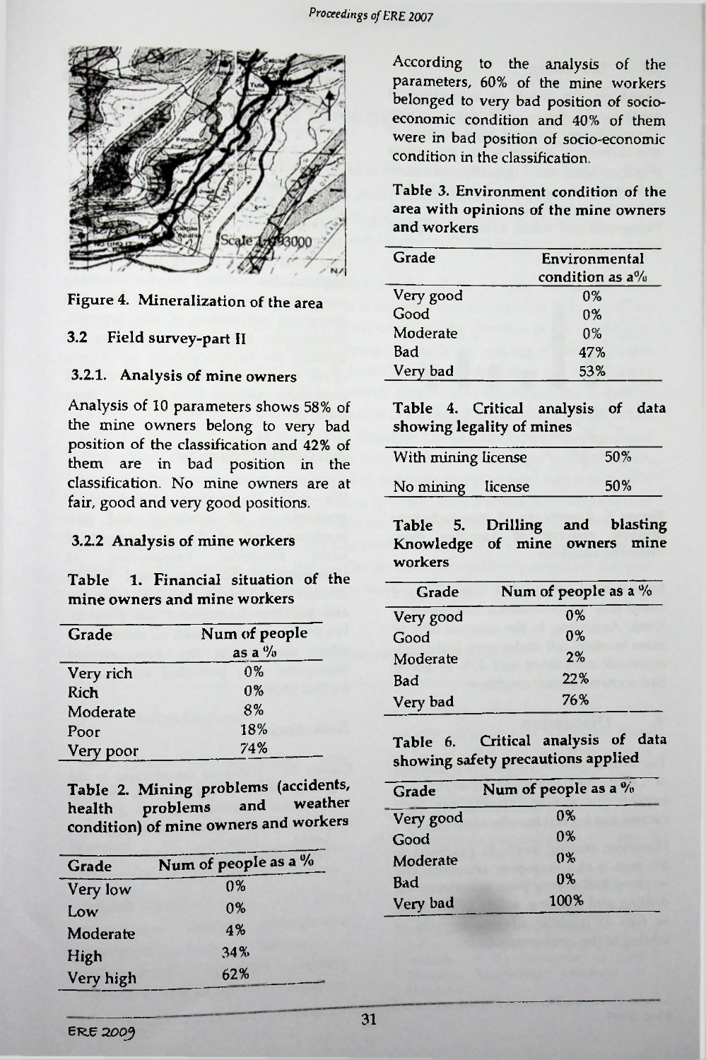Figure 4. Mineralization of the area

### 3.2 Field survey-part II

#### 3.2.1. Analysis of mine owners

Analysis of 10 parameters shows 58% of the mine owners belong to very bad position of the classification and 42% of them are in bad position in the classification. No mine owners are at fair, good and very good positions.

#### 3.2.2 Analysis of mine workers

**Table 1. Financial situation of the mine owners and mine workers**

| Grade | Num of people as a % |
|---|---|
| Very rich | 0% |
| Rich | 0% |
| Moderate | 8% |
| Poor | 18% |
| Very poor | 74% |

**Table 2. Mining problems (accidents, health problems and weather condition) of mine owners and workers**

| Grade | Num of people as a % |
|---|---|
| Very low | 0% |
| Low | 0% |
| Moderate | 4% |
| High | 34% |
| Very high | 62% |

According to the analysis of the parameters, 60% of the mine workers belonged to very bad position of socio-economic condition and 40% of them were in bad position of socio-economic condition in the classification.

**Table 3. Environment condition of the area with opinions of the mine owners and workers**

| Grade | Environmental condition as a% |
|---|---|
| Very good | 0% |
| Good | 0% |
| Moderate | 0% |
| Bad | 47% |
| Very bad | 53% |

**Table 4. Critical analysis of data showing legality of mines**

| | |
|---|---|
| With mining license | 50% |
| No mining license | 50% |

**Table 5. Drilling and blasting Knowledge of mine owners mine workers**

| Grade | Num of people as a % |
|---|---|
| Very good | 0% |
| Good | 0% |
| Moderate | 2% |
| Bad | 22% |
| Very bad | 76% |

**Table 6. Critical analysis of data showing safety precautions applied**

| Grade | Num of people as a % |
|---|---|
| Very good | 0% |
| Good | 0% |
| Moderate | 0% |
| Bad | 0% |
| Very bad | 100% |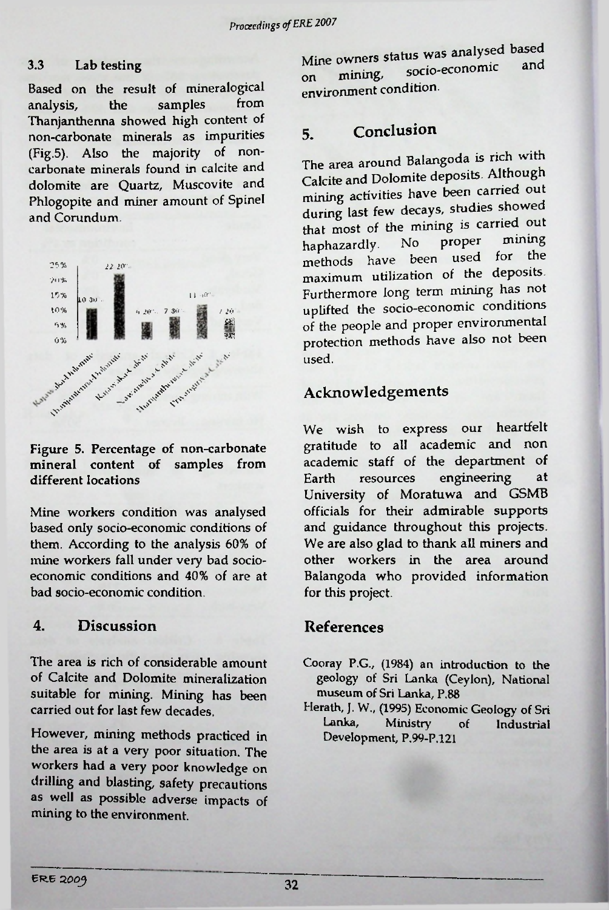### 3.3 Lab testing

Based on the result of mineralogical analysis, the samples from Thanjanthenna showed high content of non-carbonate minerals as impurities (Fig.5). Also the majority of non-carbonate minerals found in calcite and dolomite are Quartz, Muscovite and Phlogopite and miner amount of Spinel and Corundum.

25%
20%
15%
10%
5%
0%

10.30
22.10
6.20
7.30
11.40
7.20

Kapuwatta Dolomite
Thanjanthenna Dolomite
Kapuwatta Calcite
Sawanduwa Calcite
Thanjanthenna Calcite
Pinnagoda Calcite

**Figure 5. Percentage of non-carbonate mineral content of samples from different locations**

Mine workers condition was analysed based only socio-economic conditions of them. According to the analysis 60% of mine workers fall under very bad socio-economic conditions and 40% of are at bad socio-economic condition.

## 4. Discussion

The area is rich of considerable amount of Calcite and Dolomite mineralization suitable for mining. Mining has been carried out for last few decades.

However, mining methods practiced in the area is at a very poor situation. The workers had a very poor knowledge on drilling and blasting, safety precautions as well as possible adverse impacts of mining to the environment.

Mine owners status was analysed based on mining, socio-economic and environment condition.

## 5. Conclusion

The area around Balangoda is rich with Calcite and Dolomite deposits. Although mining activities have been carried out during last few decays, studies showed that most of the mining is carried out haphazardly. No proper mining methods have been used for the maximum utilization of the deposits. Furthermore long term mining has not uplifted the socio-economic conditions of the people and proper environmental protection methods have also not been used.

## Acknowledgements

We wish to express our heartfelt gratitude to all academic and non academic staff of the department of Earth resources engineering at University of Moratuwa and GSMB officials for their admirable supports and guidance throughout this projects. We are also glad to thank all miners and other workers in the area around Balangoda who provided information for this project.

## References

Cooray P.G., (1984) an introduction to the geology of Sri Lanka (Ceylon), National museum of Sri Lanka, P.88

Herath, J. W., (1995) Economic Geology of Sri Lanka, Ministry of Industrial Development, P.99-P.121